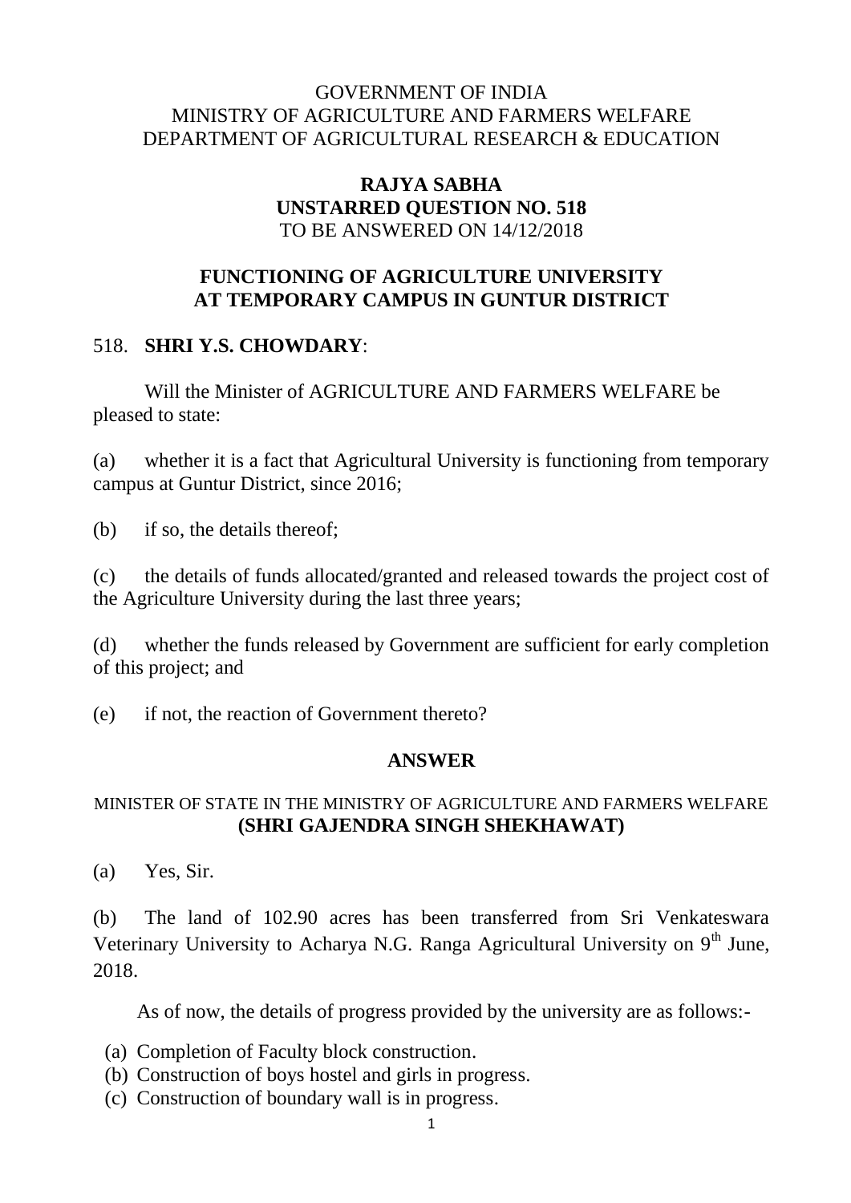GOVERNMENT OF INDIA
MINISTRY OF AGRICULTURE AND FARMERS WELFARE
DEPARTMENT OF AGRICULTURAL RESEARCH & EDUCATION

**RAJYA SABHA**
**UNSTARRED QUESTION NO. 518**
TO BE ANSWERED ON 14/12/2018

## FUNCTIONING OF AGRICULTURE UNIVERSITY AT TEMPORARY CAMPUS IN GUNTUR DISTRICT

518. **SHRI Y.S. CHOWDARY**:

Will the Minister of AGRICULTURE AND FARMERS WELFARE be pleased to state:

(a) whether it is a fact that Agricultural University is functioning from temporary campus at Guntur District, since 2016;

(b) if so, the details thereof;

(c) the details of funds allocated/granted and released towards the project cost of the Agriculture University during the last three years;

(d) whether the funds released by Government are sufficient for early completion of this project; and

(e) if not, the reaction of Government thereto?

**ANSWER**

MINISTER OF STATE IN THE MINISTRY OF AGRICULTURE AND FARMERS WELFARE
**(SHRI GAJENDRA SINGH SHEKHAWAT)**

(a) Yes, Sir.

(b) The land of 102.90 acres has been transferred from Sri Venkateswara Veterinary University to Acharya N.G. Ranga Agricultural University on 9th June, 2018.

As of now, the details of progress provided by the university are as follows:-

(a) Completion of Faculty block construction.
(b) Construction of boys hostel and girls in progress.
(c) Construction of boundary wall is in progress.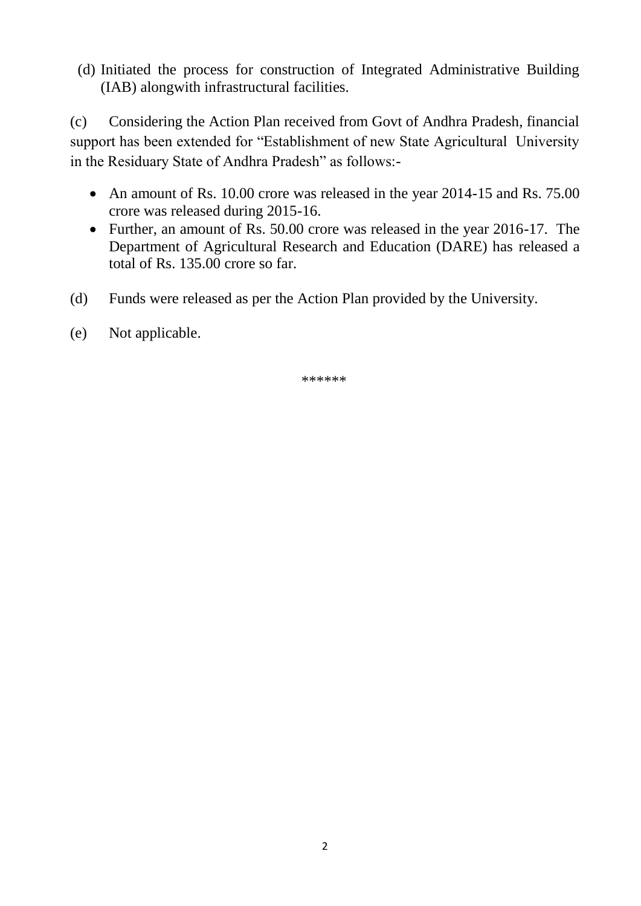(d) Initiated the process for construction of Integrated Administrative Building (IAB) alongwith infrastructural facilities.

(c) Considering the Action Plan received from Govt of Andhra Pradesh, financial support has been extended for "Establishment of new State Agricultural University in the Residuary State of Andhra Pradesh" as follows:-

- An amount of Rs. 10.00 crore was released in the year 2014-15 and Rs. 75.00 crore was released during 2015-16.
- Further, an amount of Rs. 50.00 crore was released in the year 2016-17. The Department of Agricultural Research and Education (DARE) has released a total of Rs. 135.00 crore so far.

(d) Funds were released as per the Action Plan provided by the University.

(e) Not applicable.

******